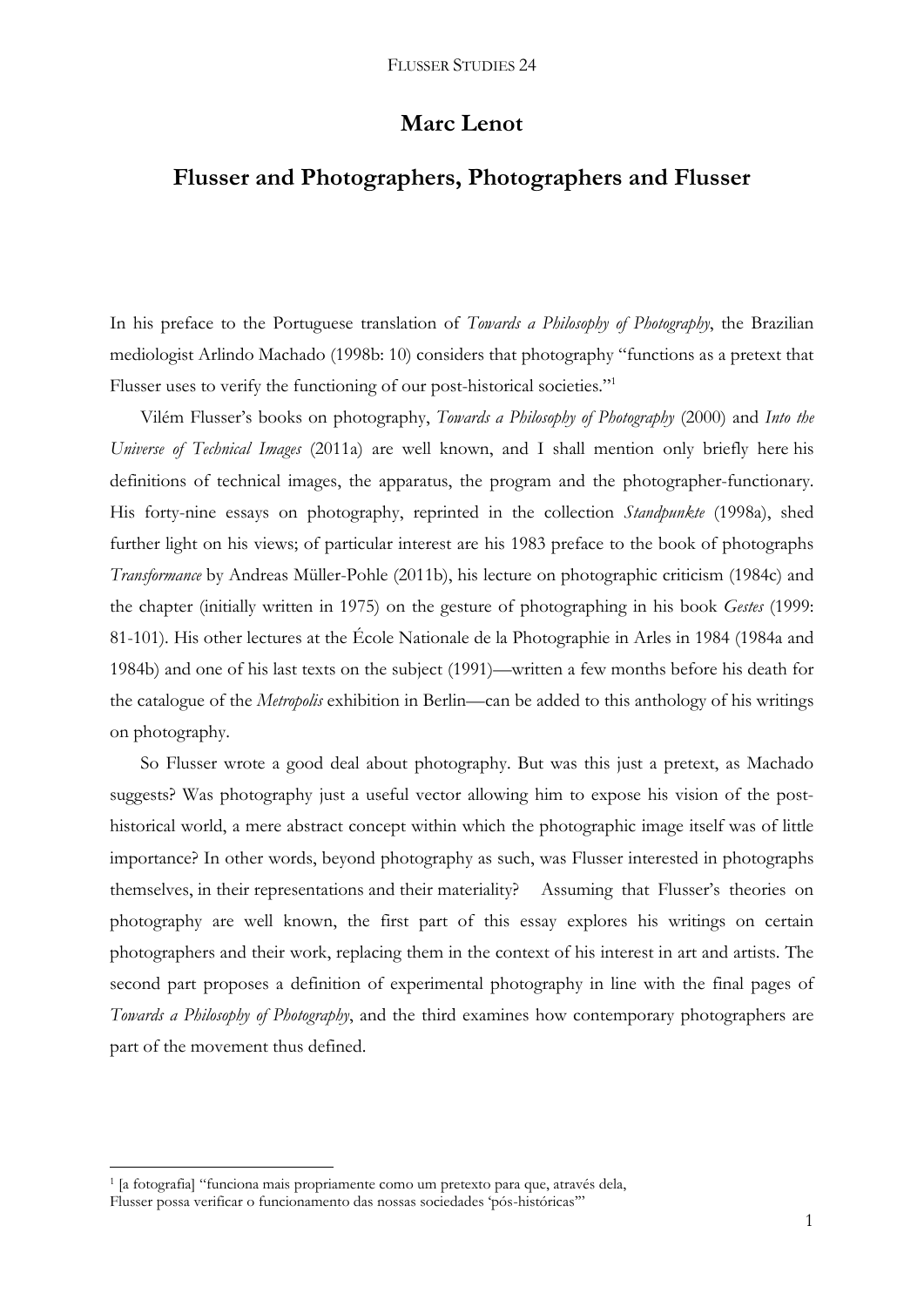# Marc Lenot

## Flusser and Photographers, Photographers and Flusser

In his preface to the Portuguese translation of *Towards a Philosophy of Photography*, the Brazilian mediologist Arlindo Machado (1998b: 10) considers that photography "functions as a pretext that Flusser uses to verify the functioning of our post-historical societies."[1]

Vilém Flusser's books on photography, *Towards a Philosophy of Photography* (2000) and *Into the Universe of Technical Images* (2011a) are well known, and I shall mention only briefly here his definitions of technical images, the apparatus, the program and the photographer-functionary. His forty-nine essays on photography, reprinted in the collection *Standpunkte* (1998a), shed further light on his views; of particular interest are his 1983 preface to the book of photographs *Transformance* by Andreas Müller-Pohle (2011b), his lecture on photographic criticism (1984c) and the chapter (initially written in 1975) on the gesture of photographing in his book *Gestes* (1999: 81-101). His other lectures at the École Nationale de la Photographie in Arles in 1984 (1984a and 1984b) and one of his last texts on the subject (1991)—written a few months before his death for the catalogue of the *Metropolis* exhibition in Berlin—can be added to this anthology of his writings on photography.

So Flusser wrote a good deal about photography. But was this just a pretext, as Machado suggests? Was photography just a useful vector allowing him to expose his vision of the post-historical world, a mere abstract concept within which the photographic image itself was of little importance? In other words, beyond photography as such, was Flusser interested in photographs themselves, in their representations and their materiality? Assuming that Flusser's theories on photography are well known, the first part of this essay explores his writings on certain photographers and their work, replacing them in the context of his interest in art and artists. The second part proposes a definition of experimental photography in line with the final pages of *Towards a Philosophy of Photography*, and the third examines how contemporary photographers are part of the movement thus defined.

---

[1] [a fotografia] "funciona mais propriamente como um pretexto para que, através dela, Flusser possa verificar o funcionamento das nossas sociedades 'pós-históricas'"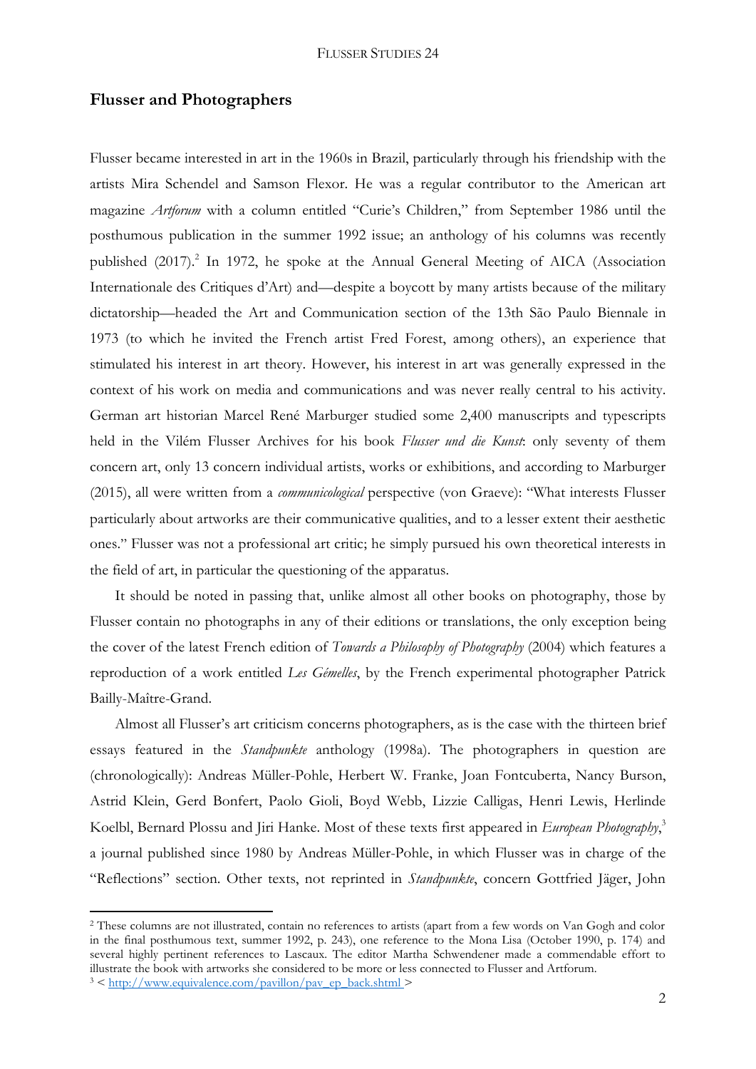## Flusser and Photographers

Flusser became interested in art in the 1960s in Brazil, particularly through his friendship with the artists Mira Schendel and Samson Flexor. He was a regular contributor to the American art magazine *Artforum* with a column entitled "Curie's Children," from September 1986 until the posthumous publication in the summer 1992 issue; an anthology of his columns was recently published (2017).[2] In 1972, he spoke at the Annual General Meeting of AICA (Association Internationale des Critiques d'Art) and—despite a boycott by many artists because of the military dictatorship—headed the Art and Communication section of the 13th São Paulo Biennale in 1973 (to which he invited the French artist Fred Forest, among others), an experience that stimulated his interest in art theory. However, his interest in art was generally expressed in the context of his work on media and communications and was never really central to his activity. German art historian Marcel René Marburger studied some 2,400 manuscripts and typescripts held in the Vilém Flusser Archives for his book *Flusser und die Kunst*: only seventy of them concern art, only 13 concern individual artists, works or exhibitions, and according to Marburger (2015), all were written from a *communicological* perspective (von Graeve): "What interests Flusser particularly about artworks are their communicative qualities, and to a lesser extent their aesthetic ones." Flusser was not a professional art critic; he simply pursued his own theoretical interests in the field of art, in particular the questioning of the apparatus.

It should be noted in passing that, unlike almost all other books on photography, those by Flusser contain no photographs in any of their editions or translations, the only exception being the cover of the latest French edition of *Towards a Philosophy of Photography* (2004) which features a reproduction of a work entitled *Les Gémelles*, by the French experimental photographer Patrick Bailly-Maître-Grand.

Almost all Flusser's art criticism concerns photographers, as is the case with the thirteen brief essays featured in the *Standpunkte* anthology (1998a). The photographers in question are (chronologically): Andreas Müller-Pohle, Herbert W. Franke, Joan Fontcuberta, Nancy Burson, Astrid Klein, Gerd Bonfert, Paolo Gioli, Boyd Webb, Lizzie Calligas, Henri Lewis, Herlinde Koelbl, Bernard Plossu and Jiri Hanke. Most of these texts first appeared in *European Photography*,[3] a journal published since 1980 by Andreas Müller-Pohle, in which Flusser was in charge of the "Reflections" section. Other texts, not reprinted in *Standpunkte*, concern Gottfried Jäger, John

---

[2] These columns are not illustrated, contain no references to artists (apart from a few words on Van Gogh and color in the final posthumous text, summer 1992, p. 243), one reference to the Mona Lisa (October 1990, p. 174) and several highly pertinent references to Lascaux. The editor Martha Schwendener made a commendable effort to illustrate the book with artworks she considered to be more or less connected to Flusser and Artforum.

[3] < http://www.equivalence.com/pavillon/pav_ep_back.shtml >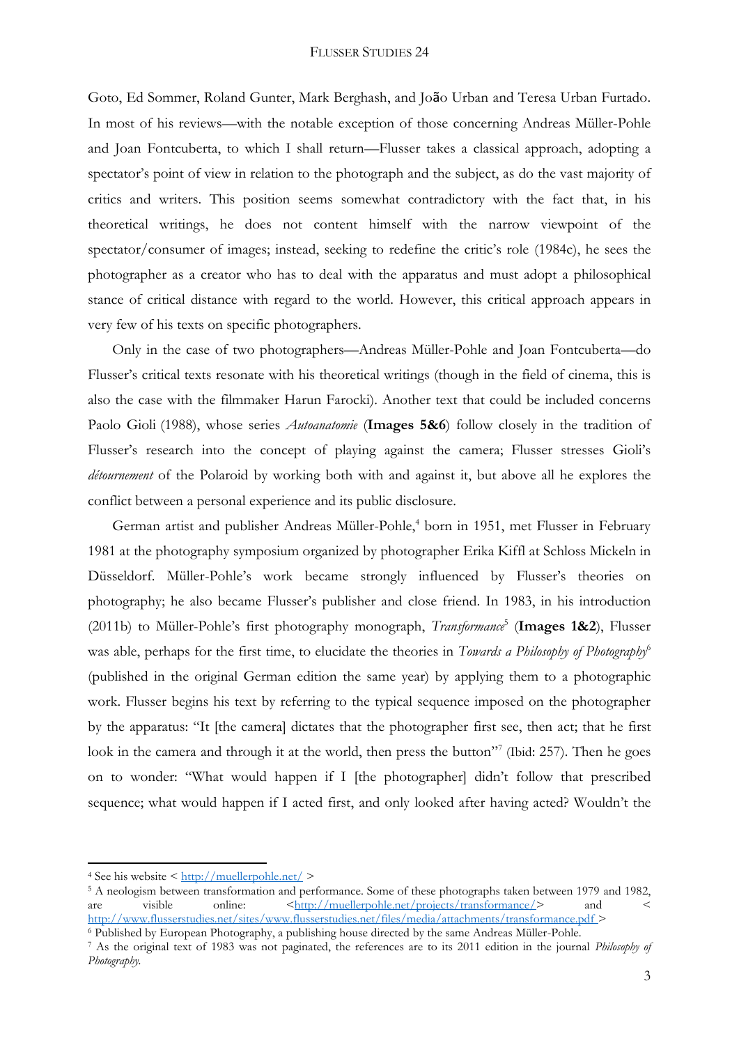Goto, Ed Sommer, Roland Gunter, Mark Berghash, and João Urban and Teresa Urban Furtado. In most of his reviews—with the notable exception of those concerning Andreas Müller-Pohle and Joan Fontcuberta, to which I shall return—Flusser takes a classical approach, adopting a spectator's point of view in relation to the photograph and the subject, as do the vast majority of critics and writers. This position seems somewhat contradictory with the fact that, in his theoretical writings, he does not content himself with the narrow viewpoint of the spectator/consumer of images; instead, seeking to redefine the critic's role (1984c), he sees the photographer as a creator who has to deal with the apparatus and must adopt a philosophical stance of critical distance with regard to the world. However, this critical approach appears in very few of his texts on specific photographers.

Only in the case of two photographers—Andreas Müller-Pohle and Joan Fontcuberta—do Flusser's critical texts resonate with his theoretical writings (though in the field of cinema, this is also the case with the filmmaker Harun Farocki). Another text that could be included concerns Paolo Gioli (1988), whose series *Autoanatomie* (**Images 5&6**) follow closely in the tradition of Flusser's research into the concept of playing against the camera; Flusser stresses Gioli's *détournement* of the Polaroid by working both with and against it, but above all he explores the conflict between a personal experience and its public disclosure.

German artist and publisher Andreas Müller-Pohle,[4] born in 1951, met Flusser in February 1981 at the photography symposium organized by photographer Erika Kiffl at Schloss Mickeln in Düsseldorf. Müller-Pohle's work became strongly influenced by Flusser's theories on photography; he also became Flusser's publisher and close friend. In 1983, in his introduction (2011b) to Müller-Pohle's first photography monograph, *Transformance*[5] (**Images 1&2**), Flusser was able, perhaps for the first time, to elucidate the theories in *Towards a Philosophy of Photography*[6] (published in the original German edition the same year) by applying them to a photographic work. Flusser begins his text by referring to the typical sequence imposed on the photographer by the apparatus: "It [the camera] dictates that the photographer first see, then act; that he first look in the camera and through it at the world, then press the button"[7] (Ibid: 257). Then he goes on to wonder: "What would happen if I [the photographer] didn't follow that prescribed sequence; what would happen if I acted first, and only looked after having acted? Wouldn't the

---

[4] See his website < http://muellerpohle.net/ >

[5] A neologism between transformation and performance. Some of these photographs taken between 1979 and 1982, are visible online: <http://muellerpohle.net/projects/transformance/> and < http://www.flusserstudies.net/sites/www.flusserstudies.net/files/media/attachments/transformance.pdf >

[6] Published by European Photography, a publishing house directed by the same Andreas Müller-Pohle.

[7] As the original text of 1983 was not paginated, the references are to its 2011 edition in the journal *Philosophy of Photography*.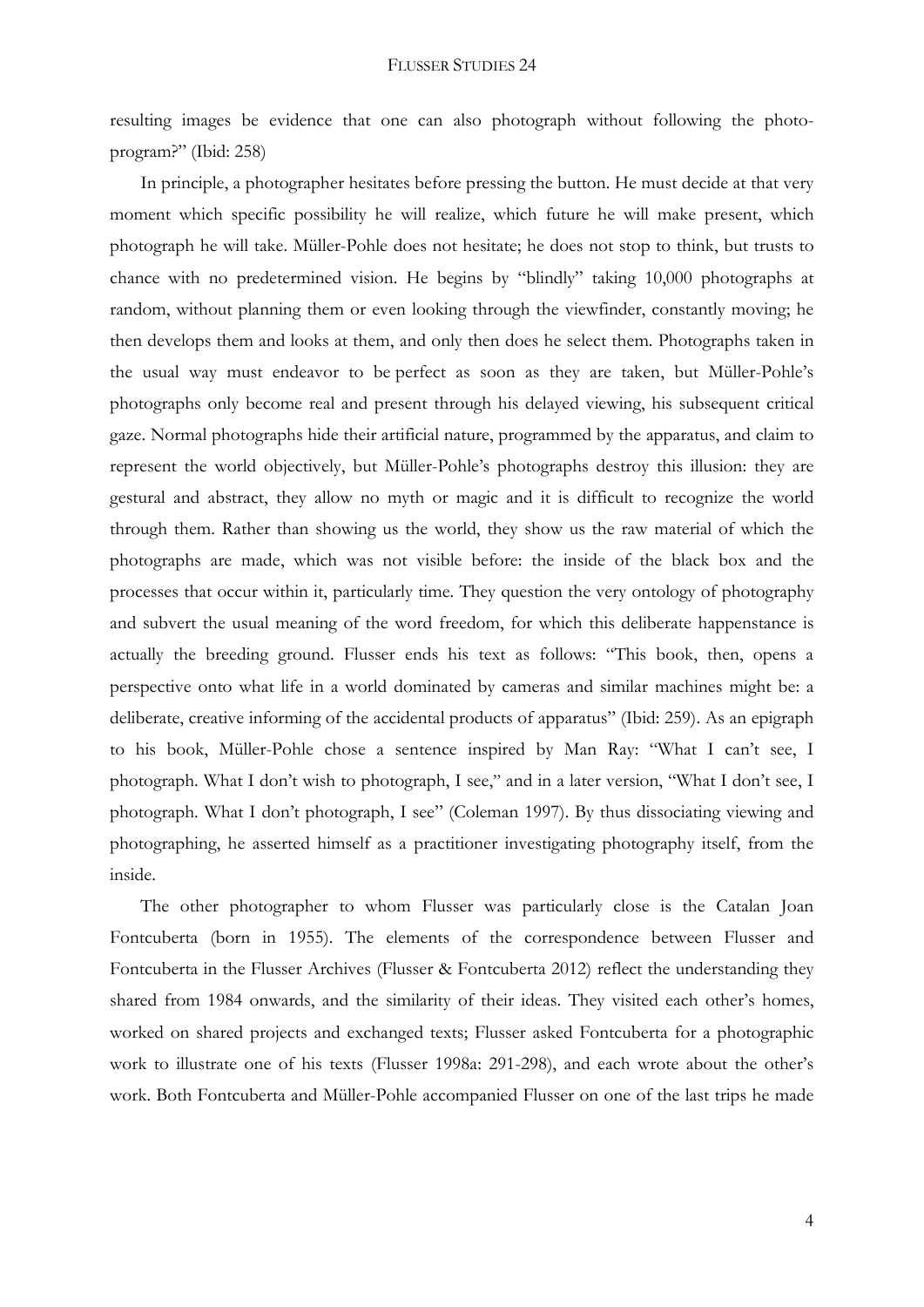resulting images be evidence that one can also photograph without following the photo-program?" (Ibid: 258)

In principle, a photographer hesitates before pressing the button. He must decide at that very moment which specific possibility he will realize, which future he will make present, which photograph he will take. Müller-Pohle does not hesitate; he does not stop to think, but trusts to chance with no predetermined vision. He begins by "blindly" taking 10,000 photographs at random, without planning them or even looking through the viewfinder, constantly moving; he then develops them and looks at them, and only then does he select them. Photographs taken in the usual way must endeavor to be perfect as soon as they are taken, but Müller-Pohle's photographs only become real and present through his delayed viewing, his subsequent critical gaze. Normal photographs hide their artificial nature, programmed by the apparatus, and claim to represent the world objectively, but Müller-Pohle's photographs destroy this illusion: they are gestural and abstract, they allow no myth or magic and it is difficult to recognize the world through them. Rather than showing us the world, they show us the raw material of which the photographs are made, which was not visible before: the inside of the black box and the processes that occur within it, particularly time. They question the very ontology of photography and subvert the usual meaning of the word freedom, for which this deliberate happenstance is actually the breeding ground. Flusser ends his text as follows: "This book, then, opens a perspective onto what life in a world dominated by cameras and similar machines might be: a deliberate, creative informing of the accidental products of apparatus" (Ibid: 259). As an epigraph to his book, Müller-Pohle chose a sentence inspired by Man Ray: "What I can't see, I photograph. What I don't wish to photograph, I see," and in a later version, "What I don't see, I photograph. What I don't photograph, I see" (Coleman 1997). By thus dissociating viewing and photographing, he asserted himself as a practitioner investigating photography itself, from the inside.

The other photographer to whom Flusser was particularly close is the Catalan Joan Fontcuberta (born in 1955). The elements of the correspondence between Flusser and Fontcuberta in the Flusser Archives (Flusser & Fontcuberta 2012) reflect the understanding they shared from 1984 onwards, and the similarity of their ideas. They visited each other's homes, worked on shared projects and exchanged texts; Flusser asked Fontcuberta for a photographic work to illustrate one of his texts (Flusser 1998a: 291-298), and each wrote about the other's work. Both Fontcuberta and Müller-Pohle accompanied Flusser on one of the last trips he made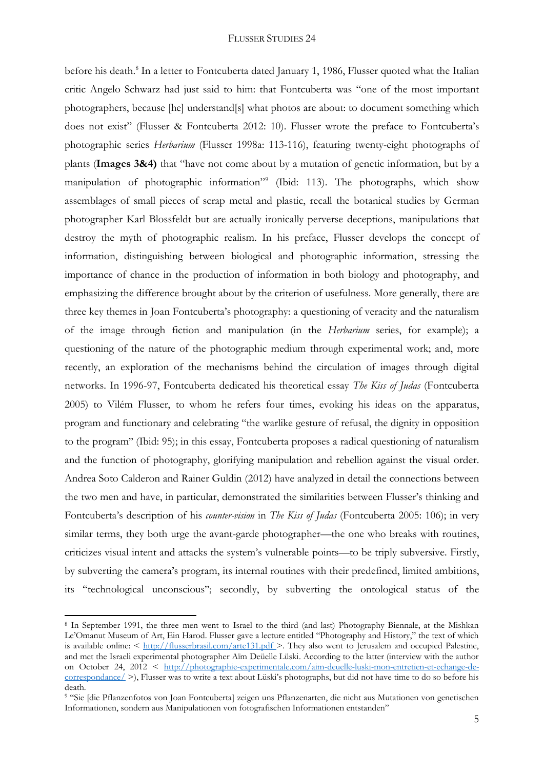before his death.[8] In a letter to Fontcuberta dated January 1, 1986, Flusser quoted what the Italian critic Angelo Schwarz had just said to him: that Fontcuberta was "one of the most important photographers, because [he] understand[s] what photos are about: to document something which does not exist" (Flusser & Fontcuberta 2012: 10). Flusser wrote the preface to Fontcuberta's photographic series *Herbarium* (Flusser 1998a: 113-116), featuring twenty-eight photographs of plants (**Images 3&4)** that "have not come about by a mutation of genetic information, but by a manipulation of photographic information"[9] (Ibid: 113). The photographs, which show assemblages of small pieces of scrap metal and plastic, recall the botanical studies by German photographer Karl Blossfeldt but are actually ironically perverse deceptions, manipulations that destroy the myth of photographic realism. In his preface, Flusser develops the concept of information, distinguishing between biological and photographic information, stressing the importance of chance in the production of information in both biology and photography, and emphasizing the difference brought about by the criterion of usefulness. More generally, there are three key themes in Joan Fontcuberta's photography: a questioning of veracity and the naturalism of the image through fiction and manipulation (in the *Herbarium* series, for example); a questioning of the nature of the photographic medium through experimental work; and, more recently, an exploration of the mechanisms behind the circulation of images through digital networks. In 1996-97, Fontcuberta dedicated his theoretical essay *The Kiss of Judas* (Fontcuberta 2005) to Vilém Flusser, to whom he refers four times, evoking his ideas on the apparatus, program and functionary and celebrating "the warlike gesture of refusal, the dignity in opposition to the program" (Ibid: 95); in this essay, Fontcuberta proposes a radical questioning of naturalism and the function of photography, glorifying manipulation and rebellion against the visual order. Andrea Soto Calderon and Rainer Guldin (2012) have analyzed in detail the connections between the two men and have, in particular, demonstrated the similarities between Flusser's thinking and Fontcuberta's description of his *counter-vision* in *The Kiss of Judas* (Fontcuberta 2005: 106); in very similar terms, they both urge the avant-garde photographer—the one who breaks with routines, criticizes visual intent and attacks the system's vulnerable points—to be triply subversive. Firstly, by subverting the camera's program, its internal routines with their predefined, limited ambitions, its "technological unconscious"; secondly, by subverting the ontological status of the

---

[8] In September 1991, the three men went to Israel to the third (and last) Photography Biennale, at the Mishkan Le'Omanut Museum of Art, Ein Harod. Flusser gave a lecture entitled "Photography and History," the text of which is available online: < http://flusserbrasil.com/arte131.pdf >. They also went to Jerusalem and occupied Palestine, and met the Israeli experimental photographer Aïm Deüelle Lüski. According to the latter (interview with the author on October 24, 2012 < http://photographie-experimentale.com/aim-deuelle-luski-mon-entretien-et-echange-de-correspondance/ >), Flusser was to write a text about Lüski's photographs, but did not have time to do so before his death.

[9] "Sie [die Pflanzenfotos von Joan Fontcuberta] zeigen uns Pflanzenarten, die nicht aus Mutationen von genetischen Informationen, sondern aus Manipulationen von fotografischen Informationen entstanden"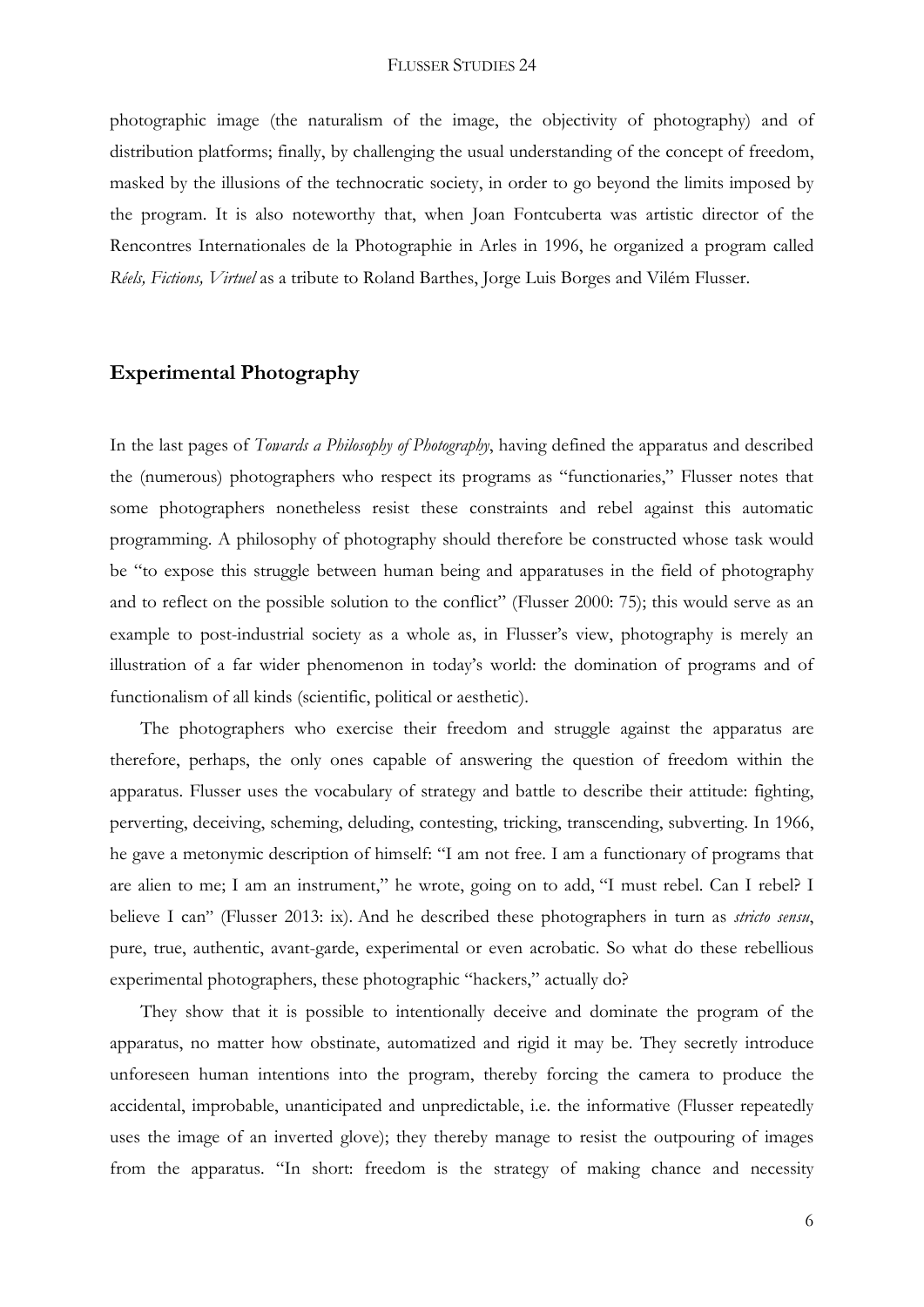photographic image (the naturalism of the image, the objectivity of photography) and of distribution platforms; finally, by challenging the usual understanding of the concept of freedom, masked by the illusions of the technocratic society, in order to go beyond the limits imposed by the program. It is also noteworthy that, when Joan Fontcuberta was artistic director of the Rencontres Internationales de la Photographie in Arles in 1996, he organized a program called *Réels, Fictions, Virtuel* as a tribute to Roland Barthes, Jorge Luis Borges and Vilém Flusser.

## Experimental Photography

In the last pages of *Towards a Philosophy of Photography*, having defined the apparatus and described the (numerous) photographers who respect its programs as "functionaries," Flusser notes that some photographers nonetheless resist these constraints and rebel against this automatic programming. A philosophy of photography should therefore be constructed whose task would be "to expose this struggle between human being and apparatuses in the field of photography and to reflect on the possible solution to the conflict" (Flusser 2000: 75); this would serve as an example to post-industrial society as a whole as, in Flusser's view, photography is merely an illustration of a far wider phenomenon in today's world: the domination of programs and of functionalism of all kinds (scientific, political or aesthetic).

The photographers who exercise their freedom and struggle against the apparatus are therefore, perhaps, the only ones capable of answering the question of freedom within the apparatus. Flusser uses the vocabulary of strategy and battle to describe their attitude: fighting, perverting, deceiving, scheming, deluding, contesting, tricking, transcending, subverting. In 1966, he gave a metonymic description of himself: "I am not free. I am a functionary of programs that are alien to me; I am an instrument," he wrote, going on to add, "I must rebel. Can I rebel? I believe I can" (Flusser 2013: ix). And he described these photographers in turn as *stricto sensu*, pure, true, authentic, avant-garde, experimental or even acrobatic. So what do these rebellious experimental photographers, these photographic "hackers," actually do?

They show that it is possible to intentionally deceive and dominate the program of the apparatus, no matter how obstinate, automatized and rigid it may be. They secretly introduce unforeseen human intentions into the program, thereby forcing the camera to produce the accidental, improbable, unanticipated and unpredictable, i.e. the informative (Flusser repeatedly uses the image of an inverted glove); they thereby manage to resist the outpouring of images from the apparatus. "In short: freedom is the strategy of making chance and necessity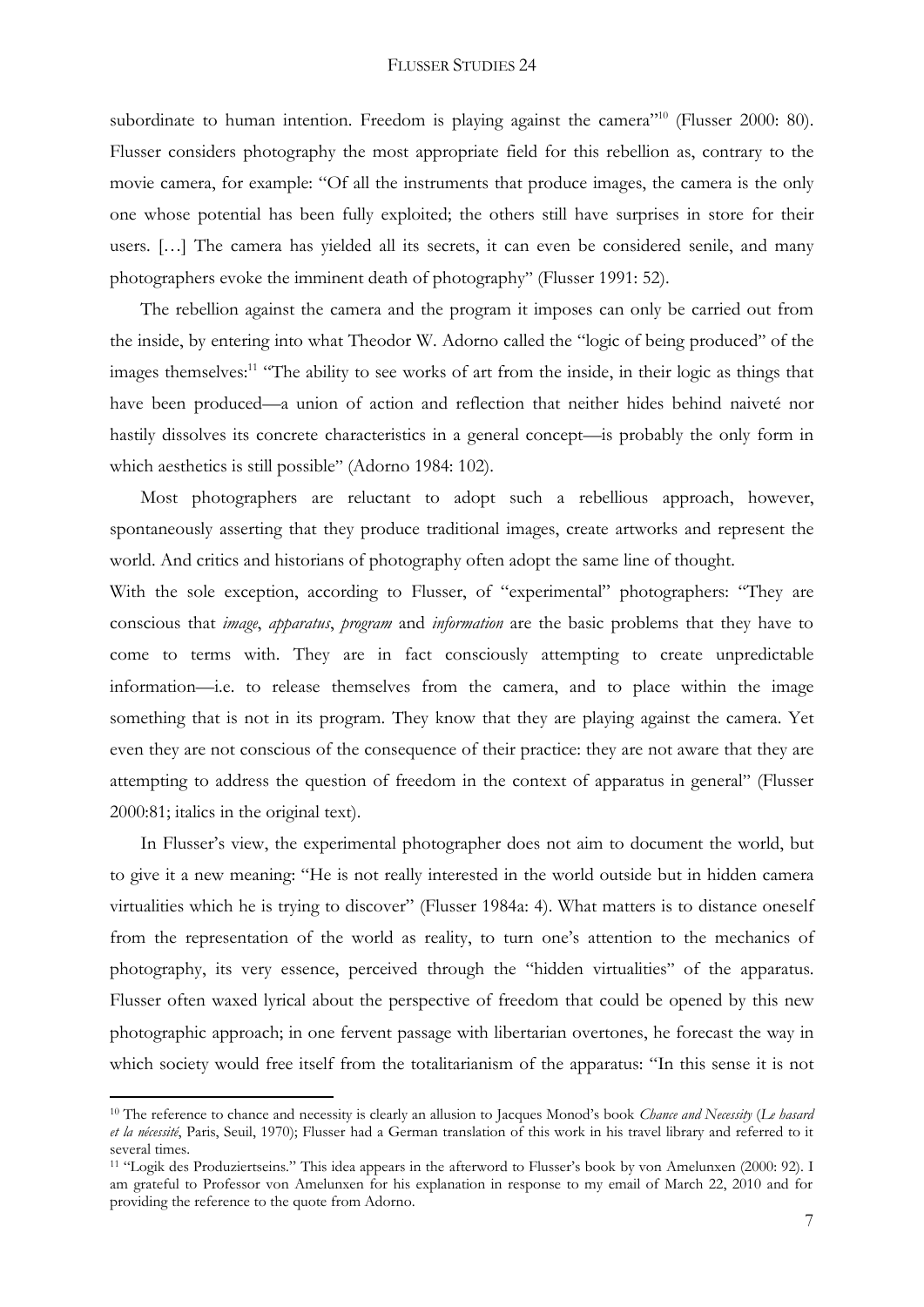subordinate to human intention. Freedom is playing against the camera"[10] (Flusser 2000: 80). Flusser considers photography the most appropriate field for this rebellion as, contrary to the movie camera, for example: "Of all the instruments that produce images, the camera is the only one whose potential has been fully exploited; the others still have surprises in store for their users. […] The camera has yielded all its secrets, it can even be considered senile, and many photographers evoke the imminent death of photography" (Flusser 1991: 52).

The rebellion against the camera and the program it imposes can only be carried out from the inside, by entering into what Theodor W. Adorno called the "logic of being produced" of the images themselves:[11] "The ability to see works of art from the inside, in their logic as things that have been produced—a union of action and reflection that neither hides behind naiveté nor hastily dissolves its concrete characteristics in a general concept—is probably the only form in which aesthetics is still possible" (Adorno 1984: 102).

Most photographers are reluctant to adopt such a rebellious approach, however, spontaneously asserting that they produce traditional images, create artworks and represent the world. And critics and historians of photography often adopt the same line of thought.

With the sole exception, according to Flusser, of "experimental" photographers: "They are conscious that *image*, *apparatus*, *program* and *information* are the basic problems that they have to come to terms with. They are in fact consciously attempting to create unpredictable information—i.e. to release themselves from the camera, and to place within the image something that is not in its program. They know that they are playing against the camera. Yet even they are not conscious of the consequence of their practice: they are not aware that they are attempting to address the question of freedom in the context of apparatus in general" (Flusser 2000:81; italics in the original text).

In Flusser's view, the experimental photographer does not aim to document the world, but to give it a new meaning: "He is not really interested in the world outside but in hidden camera virtualities which he is trying to discover" (Flusser 1984a: 4). What matters is to distance oneself from the representation of the world as reality, to turn one's attention to the mechanics of photography, its very essence, perceived through the "hidden virtualities" of the apparatus. Flusser often waxed lyrical about the perspective of freedom that could be opened by this new photographic approach; in one fervent passage with libertarian overtones, he forecast the way in which society would free itself from the totalitarianism of the apparatus: "In this sense it is not

---

[10] The reference to chance and necessity is clearly an allusion to Jacques Monod's book *Chance and Necessity* (*Le hasard et la nécessité*, Paris, Seuil, 1970); Flusser had a German translation of this work in his travel library and referred to it several times.

[11] "Logik des Produziertseins." This idea appears in the afterword to Flusser's book by von Amelunxen (2000: 92). I am grateful to Professor von Amelunxen for his explanation in response to my email of March 22, 2010 and for providing the reference to the quote from Adorno.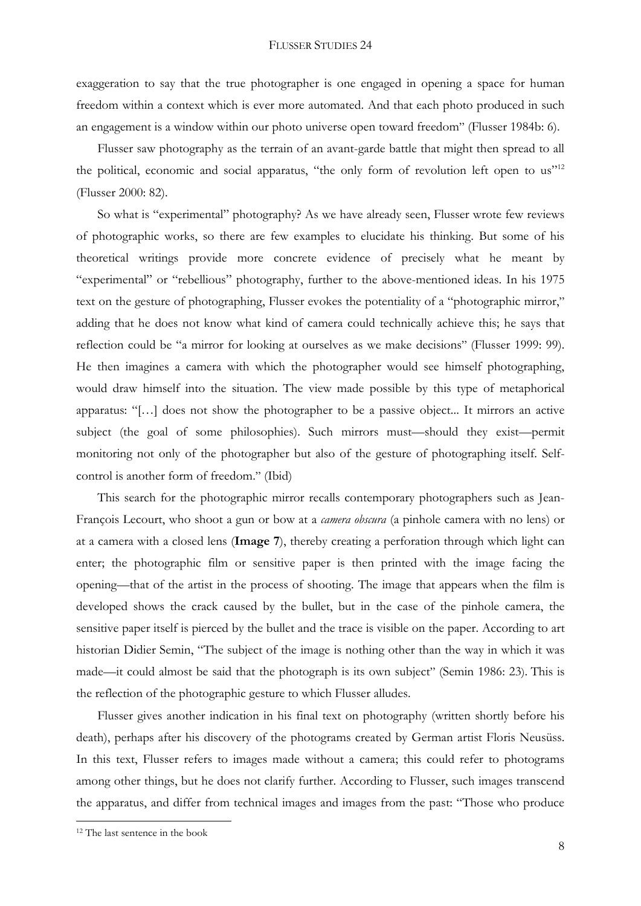exaggeration to say that the true photographer is one engaged in opening a space for human freedom within a context which is ever more automated. And that each photo produced in such an engagement is a window within our photo universe open toward freedom" (Flusser 1984b: 6).

Flusser saw photography as the terrain of an avant-garde battle that might then spread to all the political, economic and social apparatus, "the only form of revolution left open to us"[12] (Flusser 2000: 82).

So what is "experimental" photography? As we have already seen, Flusser wrote few reviews of photographic works, so there are few examples to elucidate his thinking. But some of his theoretical writings provide more concrete evidence of precisely what he meant by "experimental" or "rebellious" photography, further to the above-mentioned ideas. In his 1975 text on the gesture of photographing, Flusser evokes the potentiality of a "photographic mirror," adding that he does not know what kind of camera could technically achieve this; he says that reflection could be "a mirror for looking at ourselves as we make decisions" (Flusser 1999: 99). He then imagines a camera with which the photographer would see himself photographing, would draw himself into the situation. The view made possible by this type of metaphorical apparatus: "[…] does not show the photographer to be a passive object... It mirrors an active subject (the goal of some philosophies). Such mirrors must—should they exist—permit monitoring not only of the photographer but also of the gesture of photographing itself. Self-control is another form of freedom." (Ibid)

This search for the photographic mirror recalls contemporary photographers such as Jean-François Lecourt, who shoot a gun or bow at a *camera obscura* (a pinhole camera with no lens) or at a camera with a closed lens (**Image 7**), thereby creating a perforation through which light can enter; the photographic film or sensitive paper is then printed with the image facing the opening—that of the artist in the process of shooting. The image that appears when the film is developed shows the crack caused by the bullet, but in the case of the pinhole camera, the sensitive paper itself is pierced by the bullet and the trace is visible on the paper. According to art historian Didier Semin, "The subject of the image is nothing other than the way in which it was made—it could almost be said that the photograph is its own subject" (Semin 1986: 23). This is the reflection of the photographic gesture to which Flusser alludes.

Flusser gives another indication in his final text on photography (written shortly before his death), perhaps after his discovery of the photograms created by German artist Floris Neusüss. In this text, Flusser refers to images made without a camera; this could refer to photograms among other things, but he does not clarify further. According to Flusser, such images transcend the apparatus, and differ from technical images and images from the past: "Those who produce

[12] The last sentence in the book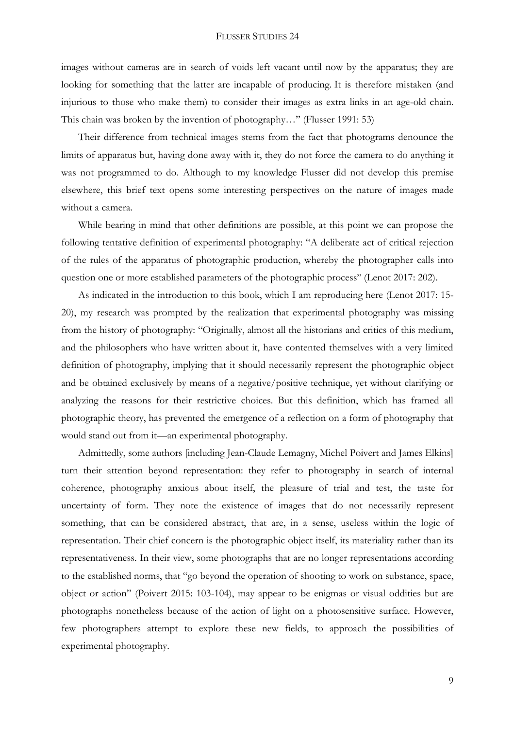images without cameras are in search of voids left vacant until now by the apparatus; they are looking for something that the latter are incapable of producing. It is therefore mistaken (and injurious to those who make them) to consider their images as extra links in an age-old chain. This chain was broken by the invention of photography…" (Flusser 1991: 53)

Their difference from technical images stems from the fact that photograms denounce the limits of apparatus but, having done away with it, they do not force the camera to do anything it was not programmed to do. Although to my knowledge Flusser did not develop this premise elsewhere, this brief text opens some interesting perspectives on the nature of images made without a camera.

While bearing in mind that other definitions are possible, at this point we can propose the following tentative definition of experimental photography: "A deliberate act of critical rejection of the rules of the apparatus of photographic production, whereby the photographer calls into question one or more established parameters of the photographic process" (Lenot 2017: 202).

As indicated in the introduction to this book, which I am reproducing here (Lenot 2017: 15-20), my research was prompted by the realization that experimental photography was missing from the history of photography: "Originally, almost all the historians and critics of this medium, and the philosophers who have written about it, have contented themselves with a very limited definition of photography, implying that it should necessarily represent the photographic object and be obtained exclusively by means of a negative/positive technique, yet without clarifying or analyzing the reasons for their restrictive choices. But this definition, which has framed all photographic theory, has prevented the emergence of a reflection on a form of photography that would stand out from it—an experimental photography.

Admittedly, some authors [including Jean-Claude Lemagny, Michel Poivert and James Elkins] turn their attention beyond representation: they refer to photography in search of internal coherence, photography anxious about itself, the pleasure of trial and test, the taste for uncertainty of form. They note the existence of images that do not necessarily represent something, that can be considered abstract, that are, in a sense, useless within the logic of representation. Their chief concern is the photographic object itself, its materiality rather than its representativeness. In their view, some photographs that are no longer representations according to the established norms, that "go beyond the operation of shooting to work on substance, space, object or action" (Poivert 2015: 103-104), may appear to be enigmas or visual oddities but are photographs nonetheless because of the action of light on a photosensitive surface. However, few photographers attempt to explore these new fields, to approach the possibilities of experimental photography.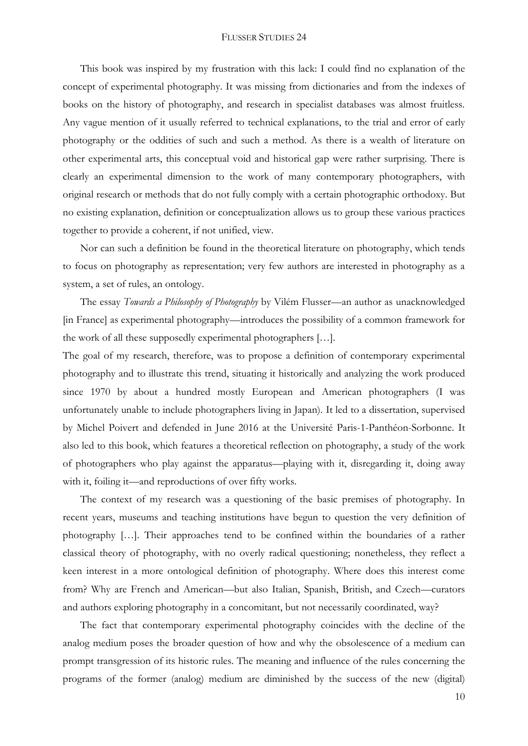This book was inspired by my frustration with this lack: I could find no explanation of the concept of experimental photography. It was missing from dictionaries and from the indexes of books on the history of photography, and research in specialist databases was almost fruitless. Any vague mention of it usually referred to technical explanations, to the trial and error of early photography or the oddities of such and such a method. As there is a wealth of literature on other experimental arts, this conceptual void and historical gap were rather surprising. There is clearly an experimental dimension to the work of many contemporary photographers, with original research or methods that do not fully comply with a certain photographic orthodoxy. But no existing explanation, definition or conceptualization allows us to group these various practices together to provide a coherent, if not unified, view.

Nor can such a definition be found in the theoretical literature on photography, which tends to focus on photography as representation; very few authors are interested in photography as a system, a set of rules, an ontology.

The essay *Towards a Philosophy of Photography* by Vilém Flusser—an author as unacknowledged [in France] as experimental photography—introduces the possibility of a common framework for the work of all these supposedly experimental photographers […].

The goal of my research, therefore, was to propose a definition of contemporary experimental photography and to illustrate this trend, situating it historically and analyzing the work produced since 1970 by about a hundred mostly European and American photographers (I was unfortunately unable to include photographers living in Japan). It led to a dissertation, supervised by Michel Poivert and defended in June 2016 at the Université Paris-1-Panthéon-Sorbonne. It also led to this book, which features a theoretical reflection on photography, a study of the work of photographers who play against the apparatus—playing with it, disregarding it, doing away with it, foiling it—and reproductions of over fifty works.

The context of my research was a questioning of the basic premises of photography. In recent years, museums and teaching institutions have begun to question the very definition of photography […]. Their approaches tend to be confined within the boundaries of a rather classical theory of photography, with no overly radical questioning; nonetheless, they reflect a keen interest in a more ontological definition of photography. Where does this interest come from? Why are French and American—but also Italian, Spanish, British, and Czech—curators and authors exploring photography in a concomitant, but not necessarily coordinated, way?

The fact that contemporary experimental photography coincides with the decline of the analog medium poses the broader question of how and why the obsolescence of a medium can prompt transgression of its historic rules. The meaning and influence of the rules concerning the programs of the former (analog) medium are diminished by the success of the new (digital)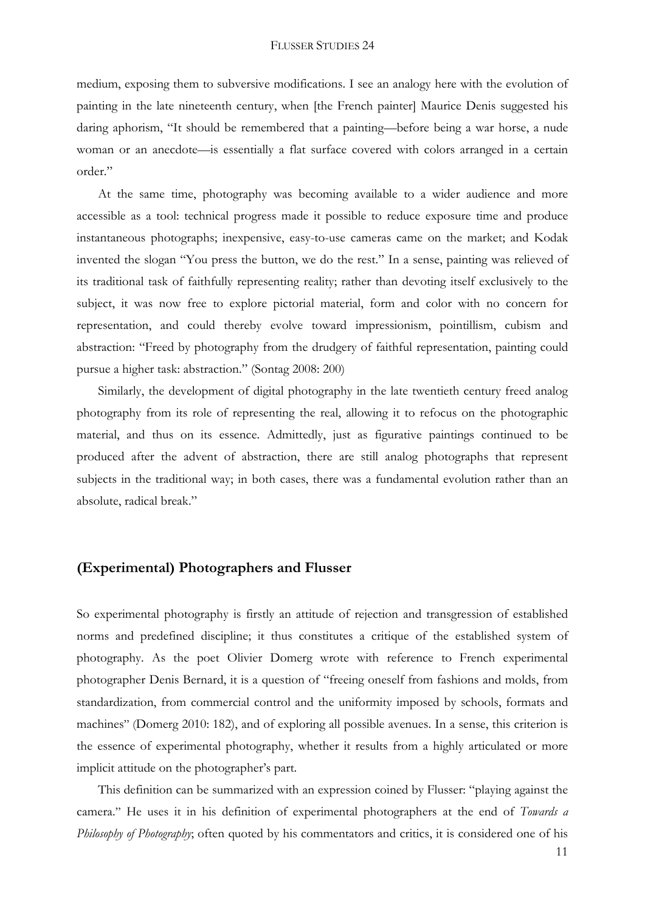medium, exposing them to subversive modifications. I see an analogy here with the evolution of painting in the late nineteenth century, when [the French painter] Maurice Denis suggested his daring aphorism, "It should be remembered that a painting—before being a war horse, a nude woman or an anecdote—is essentially a flat surface covered with colors arranged in a certain order."

At the same time, photography was becoming available to a wider audience and more accessible as a tool: technical progress made it possible to reduce exposure time and produce instantaneous photographs; inexpensive, easy-to-use cameras came on the market; and Kodak invented the slogan "You press the button, we do the rest." In a sense, painting was relieved of its traditional task of faithfully representing reality; rather than devoting itself exclusively to the subject, it was now free to explore pictorial material, form and color with no concern for representation, and could thereby evolve toward impressionism, pointillism, cubism and abstraction: "Freed by photography from the drudgery of faithful representation, painting could pursue a higher task: abstraction." (Sontag 2008: 200)

Similarly, the development of digital photography in the late twentieth century freed analog photography from its role of representing the real, allowing it to refocus on the photographic material, and thus on its essence. Admittedly, just as figurative paintings continued to be produced after the advent of abstraction, there are still analog photographs that represent subjects in the traditional way; in both cases, there was a fundamental evolution rather than an absolute, radical break."

## (Experimental) Photographers and Flusser

So experimental photography is firstly an attitude of rejection and transgression of established norms and predefined discipline; it thus constitutes a critique of the established system of photography. As the poet Olivier Domerg wrote with reference to French experimental photographer Denis Bernard, it is a question of "freeing oneself from fashions and molds, from standardization, from commercial control and the uniformity imposed by schools, formats and machines" (Domerg 2010: 182), and of exploring all possible avenues. In a sense, this criterion is the essence of experimental photography, whether it results from a highly articulated or more implicit attitude on the photographer's part.

This definition can be summarized with an expression coined by Flusser: "playing against the camera." He uses it in his definition of experimental photographers at the end of *Towards a Philosophy of Photography*; often quoted by his commentators and critics, it is considered one of his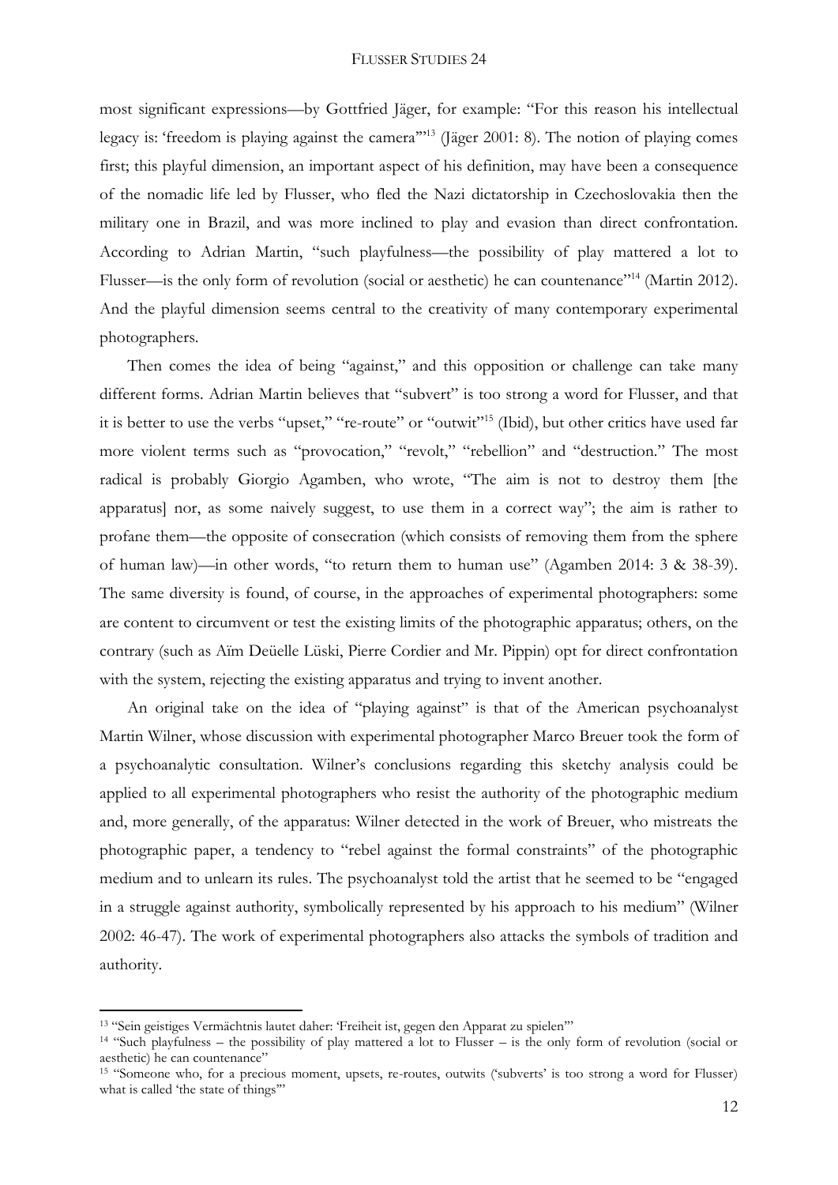most significant expressions—by Gottfried Jäger, for example: "For this reason his intellectual legacy is: 'freedom is playing against the camera'"[13] (Jäger 2001: 8). The notion of playing comes first; this playful dimension, an important aspect of his definition, may have been a consequence of the nomadic life led by Flusser, who fled the Nazi dictatorship in Czechoslovakia then the military one in Brazil, and was more inclined to play and evasion than direct confrontation. According to Adrian Martin, "such playfulness—the possibility of play mattered a lot to Flusser—is the only form of revolution (social or aesthetic) he can countenance"[14] (Martin 2012). And the playful dimension seems central to the creativity of many contemporary experimental photographers.

Then comes the idea of being "against," and this opposition or challenge can take many different forms. Adrian Martin believes that "subvert" is too strong a word for Flusser, and that it is better to use the verbs "upset," "re-route" or "outwit"[15] (Ibid), but other critics have used far more violent terms such as "provocation," "revolt," "rebellion" and "destruction." The most radical is probably Giorgio Agamben, who wrote, "The aim is not to destroy them [the apparatus] nor, as some naively suggest, to use them in a correct way"; the aim is rather to profane them—the opposite of consecration (which consists of removing them from the sphere of human law)—in other words, "to return them to human use" (Agamben 2014: 3 & 38-39). The same diversity is found, of course, in the approaches of experimental photographers: some are content to circumvent or test the existing limits of the photographic apparatus; others, on the contrary (such as Aïm Deüelle Lüski, Pierre Cordier and Mr. Pippin) opt for direct confrontation with the system, rejecting the existing apparatus and trying to invent another.

An original take on the idea of "playing against" is that of the American psychoanalyst Martin Wilner, whose discussion with experimental photographer Marco Breuer took the form of a psychoanalytic consultation. Wilner's conclusions regarding this sketchy analysis could be applied to all experimental photographers who resist the authority of the photographic medium and, more generally, of the apparatus: Wilner detected in the work of Breuer, who mistreats the photographic paper, a tendency to "rebel against the formal constraints" of the photographic medium and to unlearn its rules. The psychoanalyst told the artist that he seemed to be "engaged in a struggle against authority, symbolically represented by his approach to his medium" (Wilner 2002: 46-47). The work of experimental photographers also attacks the symbols of tradition and authority.

---

[13] "Sein geistiges Vermächtnis lautet daher: 'Freiheit ist, gegen den Apparat zu spielen'"

[14] "Such playfulness – the possibility of play mattered a lot to Flusser – is the only form of revolution (social or aesthetic) he can countenance"

[15] "Someone who, for a precious moment, upsets, re-routes, outwits ('subverts' is too strong a word for Flusser) what is called 'the state of things'"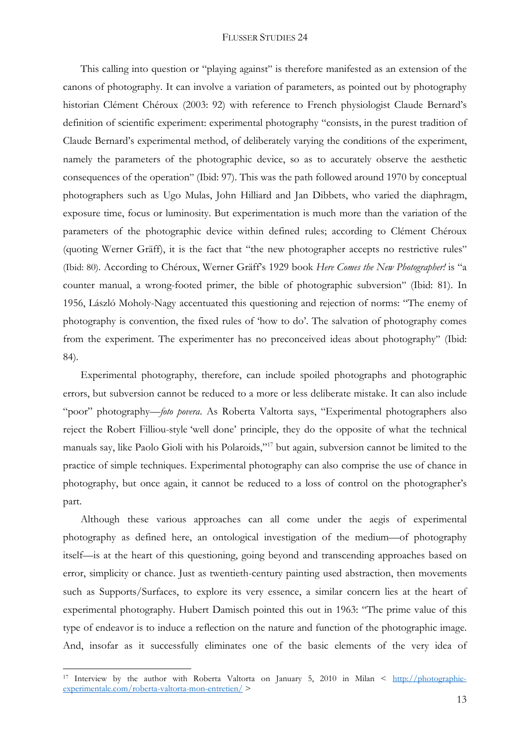This calling into question or "playing against" is therefore manifested as an extension of the canons of photography. It can involve a variation of parameters, as pointed out by photography historian Clément Chéroux (2003: 92) with reference to French physiologist Claude Bernard's definition of scientific experiment: experimental photography "consists, in the purest tradition of Claude Bernard's experimental method, of deliberately varying the conditions of the experiment, namely the parameters of the photographic device, so as to accurately observe the aesthetic consequences of the operation" (Ibid: 97). This was the path followed around 1970 by conceptual photographers such as Ugo Mulas, John Hilliard and Jan Dibbets, who varied the diaphragm, exposure time, focus or luminosity. But experimentation is much more than the variation of the parameters of the photographic device within defined rules; according to Clément Chéroux (quoting Werner Gräff), it is the fact that "the new photographer accepts no restrictive rules" (Ibid: 80). According to Chéroux, Werner Gräff's 1929 book *Here Comes the New Photographer!* is "a counter manual, a wrong-footed primer, the bible of photographic subversion" (Ibid: 81). In 1956, László Moholy-Nagy accentuated this questioning and rejection of norms: "The enemy of photography is convention, the fixed rules of 'how to do'. The salvation of photography comes from the experiment. The experimenter has no preconceived ideas about photography" (Ibid: 84).

Experimental photography, therefore, can include spoiled photographs and photographic errors, but subversion cannot be reduced to a more or less deliberate mistake. It can also include "poor" photography—*foto povera*. As Roberta Valtorta says, "Experimental photographers also reject the Robert Filliou-style 'well done' principle, they do the opposite of what the technical manuals say, like Paolo Gioli with his Polaroids,"[17] but again, subversion cannot be limited to the practice of simple techniques. Experimental photography can also comprise the use of chance in photography, but once again, it cannot be reduced to a loss of control on the photographer's part.

Although these various approaches can all come under the aegis of experimental photography as defined here, an ontological investigation of the medium—of photography itself—is at the heart of this questioning, going beyond and transcending approaches based on error, simplicity or chance. Just as twentieth-century painting used abstraction, then movements such as Supports/Surfaces, to explore its very essence, a similar concern lies at the heart of experimental photography. Hubert Damisch pointed this out in 1963: "The prime value of this type of endeavor is to induce a reflection on the nature and function of the photographic image. And, insofar as it successfully eliminates one of the basic elements of the very idea of

---

[17] Interview by the author with Roberta Valtorta on January 5, 2010 in Milan < http://photographie-experimentale.com/roberta-valtorta-mon-entretien/ >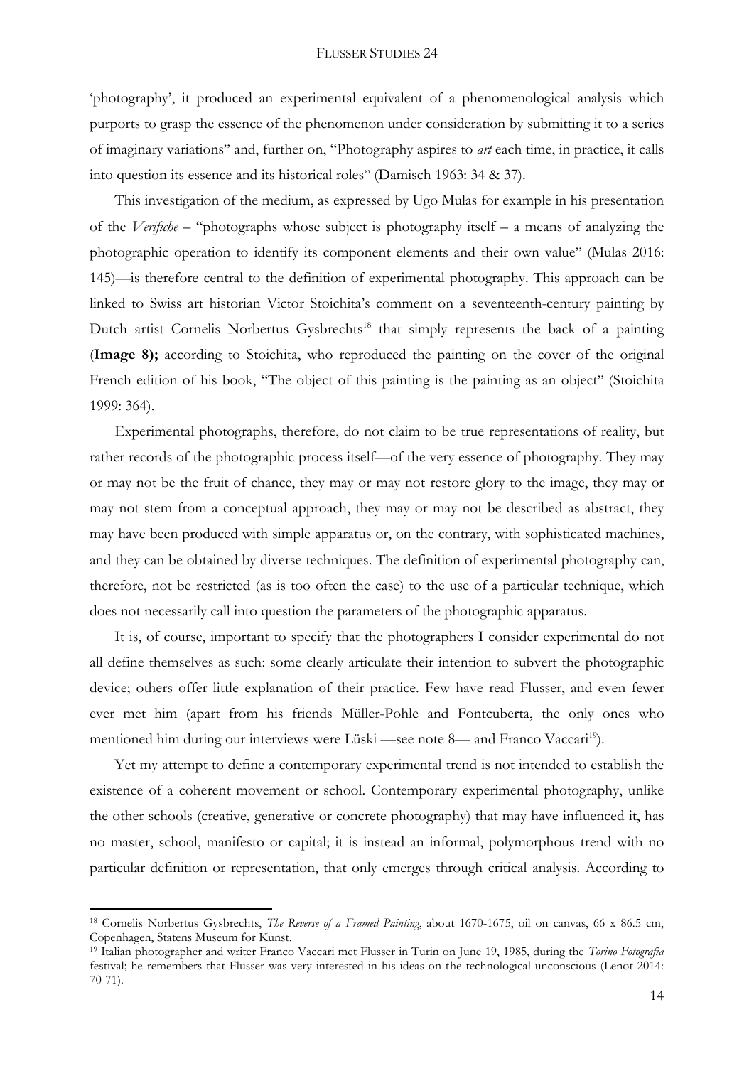'photography', it produced an experimental equivalent of a phenomenological analysis which purports to grasp the essence of the phenomenon under consideration by submitting it to a series of imaginary variations" and, further on, "Photography aspires to *art* each time, in practice, it calls into question its essence and its historical roles" (Damisch 1963: 34 & 37).

This investigation of the medium, as expressed by Ugo Mulas for example in his presentation of the *Verifiche* – "photographs whose subject is photography itself – a means of analyzing the photographic operation to identify its component elements and their own value" (Mulas 2016: 145)—is therefore central to the definition of experimental photography. This approach can be linked to Swiss art historian Victor Stoichita's comment on a seventeenth-century painting by Dutch artist Cornelis Norbertus Gysbrechts[18] that simply represents the back of a painting (**Image 8);** according to Stoichita, who reproduced the painting on the cover of the original French edition of his book, "The object of this painting is the painting as an object" (Stoichita 1999: 364).

Experimental photographs, therefore, do not claim to be true representations of reality, but rather records of the photographic process itself—of the very essence of photography. They may or may not be the fruit of chance, they may or may not restore glory to the image, they may or may not stem from a conceptual approach, they may or may not be described as abstract, they may have been produced with simple apparatus or, on the contrary, with sophisticated machines, and they can be obtained by diverse techniques. The definition of experimental photography can, therefore, not be restricted (as is too often the case) to the use of a particular technique, which does not necessarily call into question the parameters of the photographic apparatus.

It is, of course, important to specify that the photographers I consider experimental do not all define themselves as such: some clearly articulate their intention to subvert the photographic device; others offer little explanation of their practice. Few have read Flusser, and even fewer ever met him (apart from his friends Müller-Pohle and Fontcuberta, the only ones who mentioned him during our interviews were Lüski —see note 8— and Franco Vaccari[19]).

Yet my attempt to define a contemporary experimental trend is not intended to establish the existence of a coherent movement or school. Contemporary experimental photography, unlike the other schools (creative, generative or concrete photography) that may have influenced it, has no master, school, manifesto or capital; it is instead an informal, polymorphous trend with no particular definition or representation, that only emerges through critical analysis. According to

---

[18] Cornelis Norbertus Gysbrechts, *The Reverse of a Framed Painting*, about 1670-1675, oil on canvas, 66 x 86.5 cm, Copenhagen, Statens Museum for Kunst.

[19] Italian photographer and writer Franco Vaccari met Flusser in Turin on June 19, 1985, during the *Torino Fotografia* festival; he remembers that Flusser was very interested in his ideas on the technological unconscious (Lenot 2014: 70-71).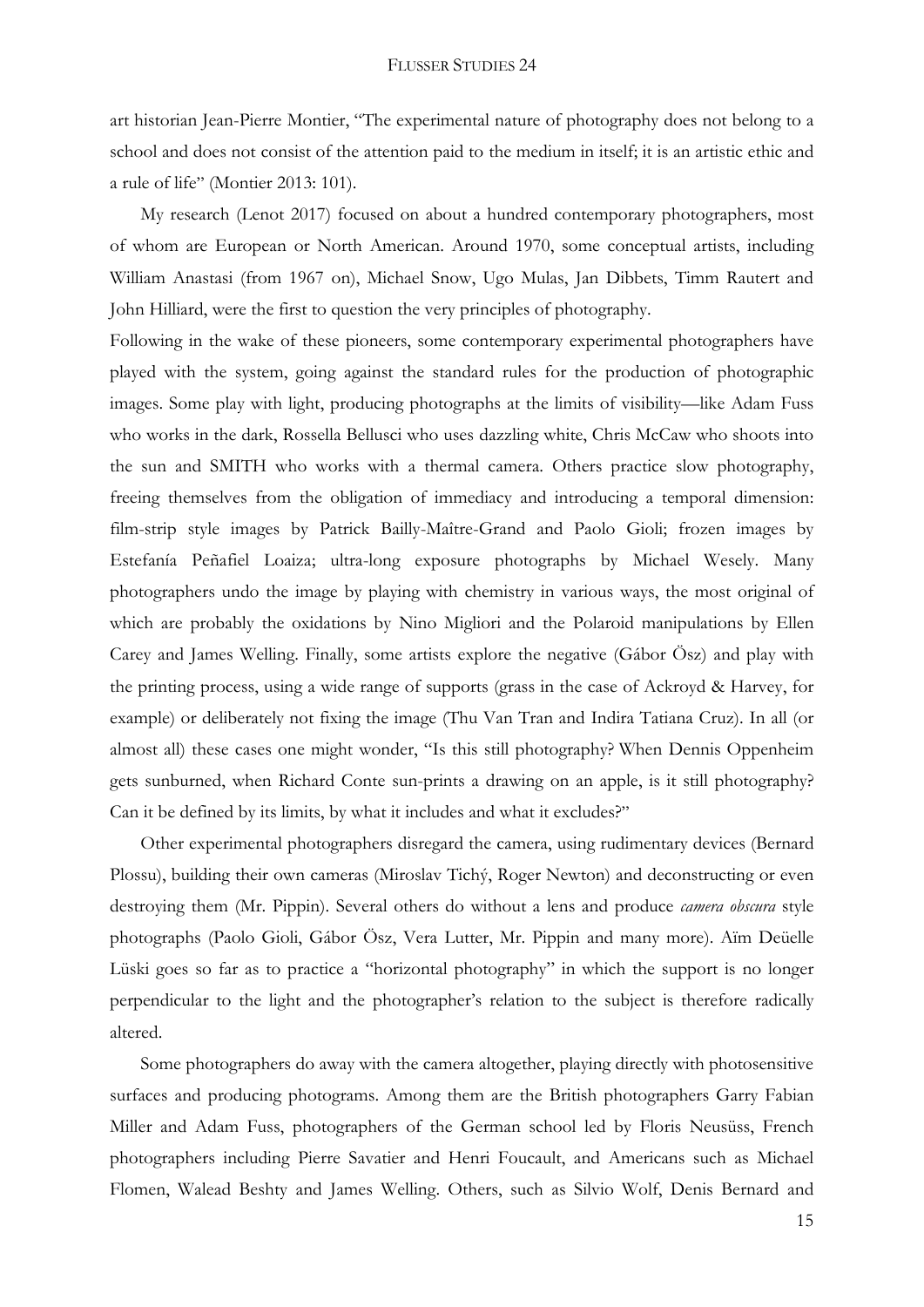art historian Jean-Pierre Montier, "The experimental nature of photography does not belong to a school and does not consist of the attention paid to the medium in itself; it is an artistic ethic and a rule of life" (Montier 2013: 101).

My research (Lenot 2017) focused on about a hundred contemporary photographers, most of whom are European or North American. Around 1970, some conceptual artists, including William Anastasi (from 1967 on), Michael Snow, Ugo Mulas, Jan Dibbets, Timm Rautert and John Hilliard, were the first to question the very principles of photography.

Following in the wake of these pioneers, some contemporary experimental photographers have played with the system, going against the standard rules for the production of photographic images. Some play with light, producing photographs at the limits of visibility—like Adam Fuss who works in the dark, Rossella Bellusci who uses dazzling white, Chris McCaw who shoots into the sun and SMITH who works with a thermal camera. Others practice slow photography, freeing themselves from the obligation of immediacy and introducing a temporal dimension: film-strip style images by Patrick Bailly-Maître-Grand and Paolo Gioli; frozen images by Estefanía Peñafiel Loaiza; ultra-long exposure photographs by Michael Wesely. Many photographers undo the image by playing with chemistry in various ways, the most original of which are probably the oxidations by Nino Migliori and the Polaroid manipulations by Ellen Carey and James Welling. Finally, some artists explore the negative (Gábor Ösz) and play with the printing process, using a wide range of supports (grass in the case of Ackroyd & Harvey, for example) or deliberately not fixing the image (Thu Van Tran and Indira Tatiana Cruz). In all (or almost all) these cases one might wonder, "Is this still photography? When Dennis Oppenheim gets sunburned, when Richard Conte sun-prints a drawing on an apple, is it still photography? Can it be defined by its limits, by what it includes and what it excludes?"

Other experimental photographers disregard the camera, using rudimentary devices (Bernard Plossu), building their own cameras (Miroslav Tichý, Roger Newton) and deconstructing or even destroying them (Mr. Pippin). Several others do without a lens and produce *camera obscura* style photographs (Paolo Gioli, Gábor Ösz, Vera Lutter, Mr. Pippin and many more). Aïm Deüelle Lüski goes so far as to practice a "horizontal photography" in which the support is no longer perpendicular to the light and the photographer's relation to the subject is therefore radically altered.

Some photographers do away with the camera altogether, playing directly with photosensitive surfaces and producing photograms. Among them are the British photographers Garry Fabian Miller and Adam Fuss, photographers of the German school led by Floris Neusüss, French photographers including Pierre Savatier and Henri Foucault, and Americans such as Michael Flomen, Walead Beshty and James Welling. Others, such as Silvio Wolf, Denis Bernard and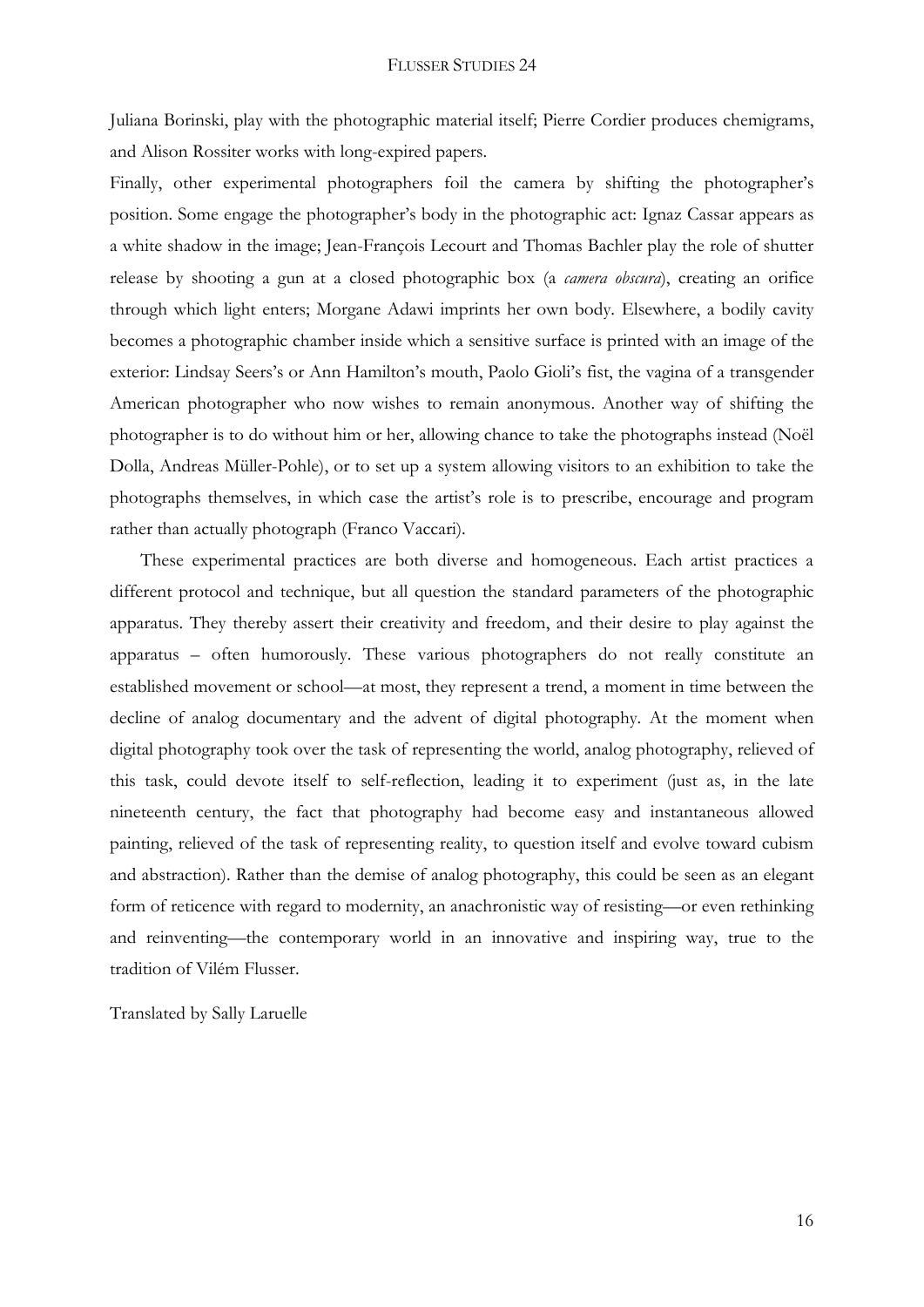Juliana Borinski, play with the photographic material itself; Pierre Cordier produces chemigrams, and Alison Rossiter works with long-expired papers.

Finally, other experimental photographers foil the camera by shifting the photographer's position. Some engage the photographer's body in the photographic act: Ignaz Cassar appears as a white shadow in the image; Jean-François Lecourt and Thomas Bachler play the role of shutter release by shooting a gun at a closed photographic box (a *camera obscura*), creating an orifice through which light enters; Morgane Adawi imprints her own body. Elsewhere, a bodily cavity becomes a photographic chamber inside which a sensitive surface is printed with an image of the exterior: Lindsay Seers's or Ann Hamilton's mouth, Paolo Gioli's fist, the vagina of a transgender American photographer who now wishes to remain anonymous. Another way of shifting the photographer is to do without him or her, allowing chance to take the photographs instead (Noël Dolla, Andreas Müller-Pohle), or to set up a system allowing visitors to an exhibition to take the photographs themselves, in which case the artist's role is to prescribe, encourage and program rather than actually photograph (Franco Vaccari).

These experimental practices are both diverse and homogeneous. Each artist practices a different protocol and technique, but all question the standard parameters of the photographic apparatus. They thereby assert their creativity and freedom, and their desire to play against the apparatus – often humorously. These various photographers do not really constitute an established movement or school—at most, they represent a trend, a moment in time between the decline of analog documentary and the advent of digital photography. At the moment when digital photography took over the task of representing the world, analog photography, relieved of this task, could devote itself to self-reflection, leading it to experiment (just as, in the late nineteenth century, the fact that photography had become easy and instantaneous allowed painting, relieved of the task of representing reality, to question itself and evolve toward cubism and abstraction). Rather than the demise of analog photography, this could be seen as an elegant form of reticence with regard to modernity, an anachronistic way of resisting—or even rethinking and reinventing—the contemporary world in an innovative and inspiring way, true to the tradition of Vilém Flusser.

Translated by Sally Laruelle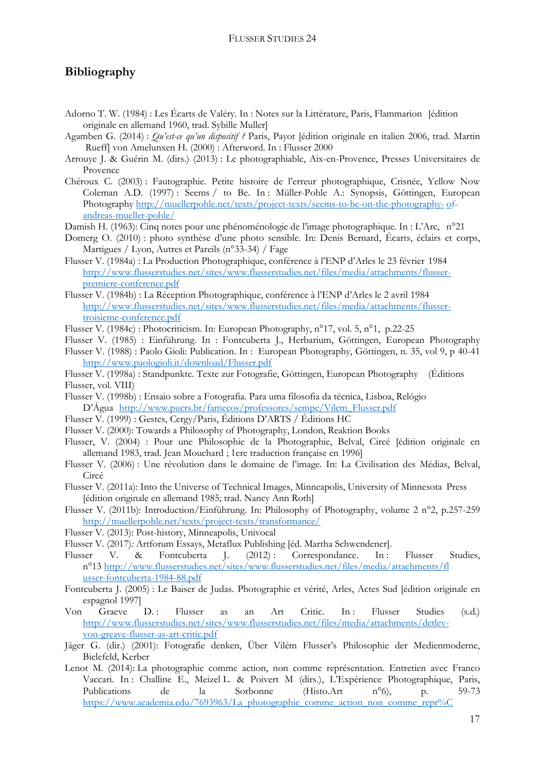## Bibliography

Adorno T. W. (1984) : Les Écarts de Valéry. In : Notes sur la Littérature, Paris, Flammarion [édition originale en allemand 1960, trad. Sybille Muller]

Agamben G. (2014) : *Qu'est-ce qu'un dispositif ?* Paris, Payot [édition originale en italien 2006, trad. Martin Rueff] von Amelunxen H. (2000) : Afterword. In : Flusser 2000

Arrouye J. & Guérin M. (dirs.) (2013) : Le photographiable, Aix-en-Provence, Presses Universitaires de Provence

Chéroux C. (2003) : Fautographie. Petite histoire de l'erreur photographique, Crisnée, Yellow Now Coleman A.D. (1997) : Seems / to Be. In : Müller-Pohle A.: Synopsis, Göttingen, European Photography http://muellerpohle.net/texts/project-texts/seems-to-be-on-the-photography- of-andreas-mueller-pohle/

Damish H. (1963): Cinq notes pour une phénoménologie de l'image photographique. In : L'Arc, n°21

Domerg O. (2010) : photo synthèse d'une photo sensible. In: Denis Bernard, Écarts, éclairs et corps, Martigues / Lyon, Autres et Pareils (n°33-34) / Fage

Flusser V. (1984a) : La Production Photographique, conférence à l'ENP d'Arles le 23 février 1984 http://www.flusserstudies.net/sites/www.flusserstudies.net/files/media/attachments/flusser-premiere-conference.pdf

Flusser V. (1984b) : La Réception Photographique, conférence à l'ENP d'Arles le 2 avril 1984 http://www.flusserstudies.net/sites/www.flusserstudies.net/files/media/attachments/flusser-troisieme-conference.pdf

Flusser V. (1984c) : Photocriticism. In: European Photography, n°17, vol. 5, n°1, p.22-25

Flusser V. (1985) : Einführung. In : Fontcuberta J., Herbarium, Göttingen, European Photography

Flusser V. (1988) : Paolo Gioli: Publication. In : European Photography, Göttingen, n. 35, vol 9, p 40-41 http://www.paologioli.it/download/Flusser.pdf

Flusser V. (1998a) : Standpunkte. Texte zur Fotografie, Göttingen, European Photography (Éditions Flusser, vol. VIII)

Flusser V. (1998b) : Ensaio sobre a Fotografia. Para uma filosofia da técnica, Lisboa, Relógio D'Água http://www.pucrs.br/famecos/professores/sempe/Vilem_Flusser.pdf

Flusser V. (1999) : Gestes, Cergy/Paris, Éditions D'ARTS / Éditions HC

Flusser V. (2000): Towards a Philosophy of Photography, London, Reaktion Books

Flusser, V. (2004) : Pour une Philosophie de la Photographie, Belval, Circé [édition originale en allemand 1983, trad. Jean Mouchard ; 1ere traduction française en 1996]

Flusser V. (2006) : Une révolution dans le domaine de l'image. In: La Civilisation des Médias, Belval, Circé

Flusser V. (2011a): Into the Universe of Technical Images, Minneapolis, University of Minnesota Press [édition originale en allemand 1985; trad. Nancy Ann Roth]

Flusser V. (2011b): Introduction/Einführung. In: Philosophy of Photography, volume 2 n°2, p.257-259 http://muellerpohle.net/texts/project-texts/transformance/

Flusser V. (2013): Post-history, Minneapolis, Univocal

Flusser V. (2017): Artforum Essays, Metaflux Publishing [éd. Martha Schwendener].

Flusser V. & Fontcuberta J. (2012) : Correspondance. In : Flusser Studies, n°13 http://www.flusserstudies.net/sites/www.flusserstudies.net/files/media/attachments/flusser-fontcuberta-1984-88.pdf

Fontcuberta J. (2005) : Le Baiser de Judas. Photographie et vérité, Arles, Actes Sud [édition originale en espagnol 1997]

Von Graeve D. : Flusser as an Art Critic. In : Flusser Studies (s.d.) http://www.flusserstudies.net/sites/www.flusserstudies.net/files/media/attachments/detlev-von-greave-flusser-as-art-critic.pdf

Jäger G. (dir.) (2001): Fotografie denken, Über Vilém Flusser's Philosophie der Medienmoderne, Bielefeld, Kerber

Lenot M. (2014): La photographie comme action, non comme représentation. Entretien avec Franco Vaccari. In : Challine E., Meizel L. & Poivert M (dirs.), L'Expérience Photographique, Paris, Publications de la Sorbonne (Histo.Art n°6), p. 59-73 https://www.academia.edu/7693963/La_photographie_comme_action_non_comme_repr%C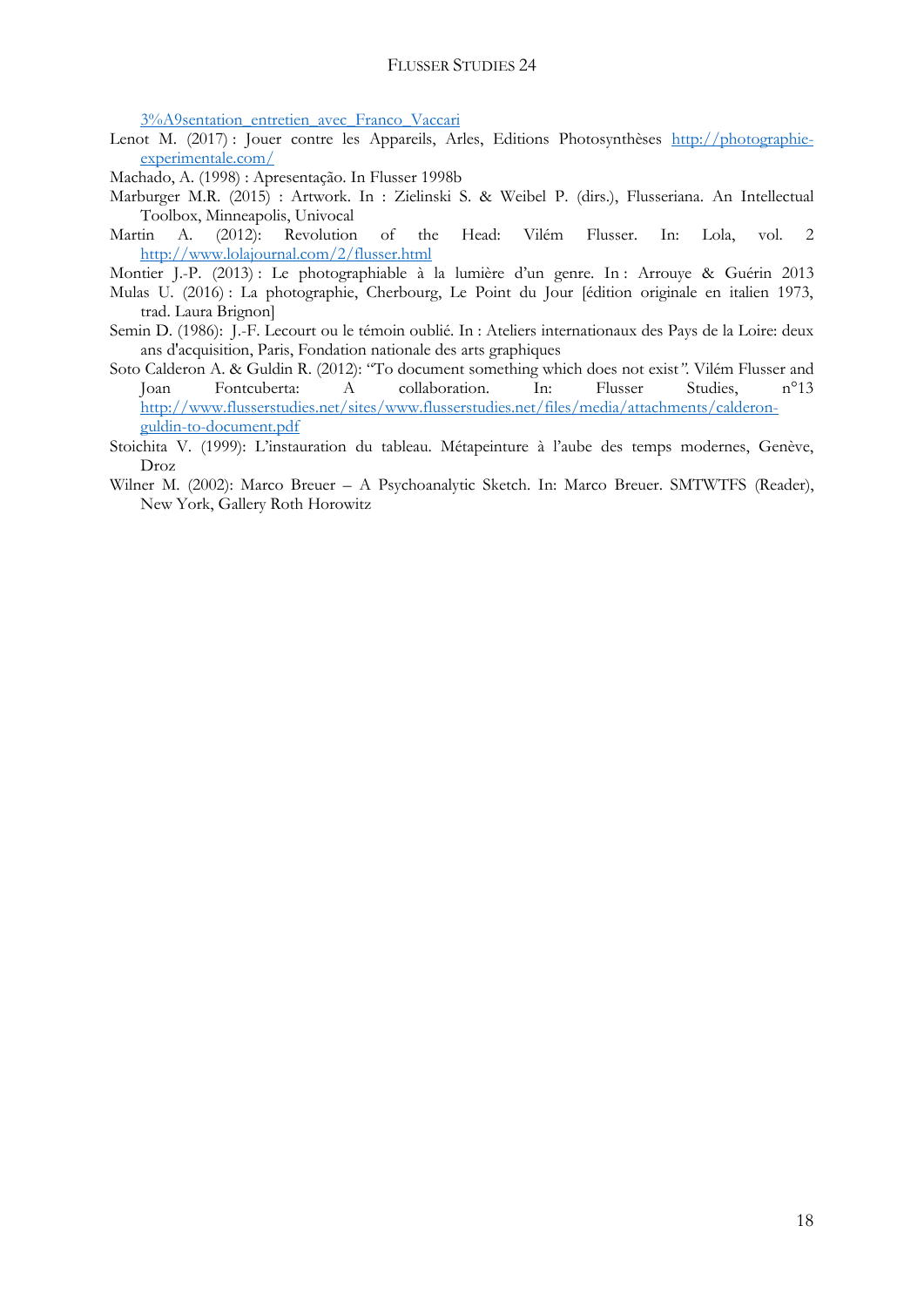3%A9sentation_entretien_avec_Franco_Vaccari

Lenot M. (2017) : Jouer contre les Appareils, Arles, Editions Photosynthèses http://photographie-experimentale.com/

Machado, A. (1998) : Apresentação. In Flusser 1998b

Marburger M.R. (2015) : Artwork. In : Zielinski S. & Weibel P. (dirs.), Flusseriana. An Intellectual Toolbox, Minneapolis, Univocal

Martin A. (2012): Revolution of the Head: Vilém Flusser. In: Lola, vol. 2 http://www.lolajournal.com/2/flusser.html

Montier J.-P. (2013) : Le photographiable à la lumière d'un genre. In : Arrouye & Guérin 2013

Mulas U. (2016) : La photographie, Cherbourg, Le Point du Jour [édition originale en italien 1973, trad. Laura Brignon]

Semin D. (1986): J.-F. Lecourt ou le témoin oublié. In : Ateliers internationaux des Pays de la Loire: deux ans d'acquisition, Paris, Fondation nationale des arts graphiques

Soto Calderon A. & Guldin R. (2012): "To document something which does not exist". Vilém Flusser and Joan Fontcuberta: A collaboration. In: Flusser Studies, n°13 http://www.flusserstudies.net/sites/www.flusserstudies.net/files/media/attachments/calderon-guldin-to-document.pdf

Stoichita V. (1999): L'instauration du tableau. Métapeinture à l'aube des temps modernes, Genève, Droz

Wilner M. (2002): Marco Breuer – A Psychoanalytic Sketch. In: Marco Breuer. SMTWTFS (Reader), New York, Gallery Roth Horowitz